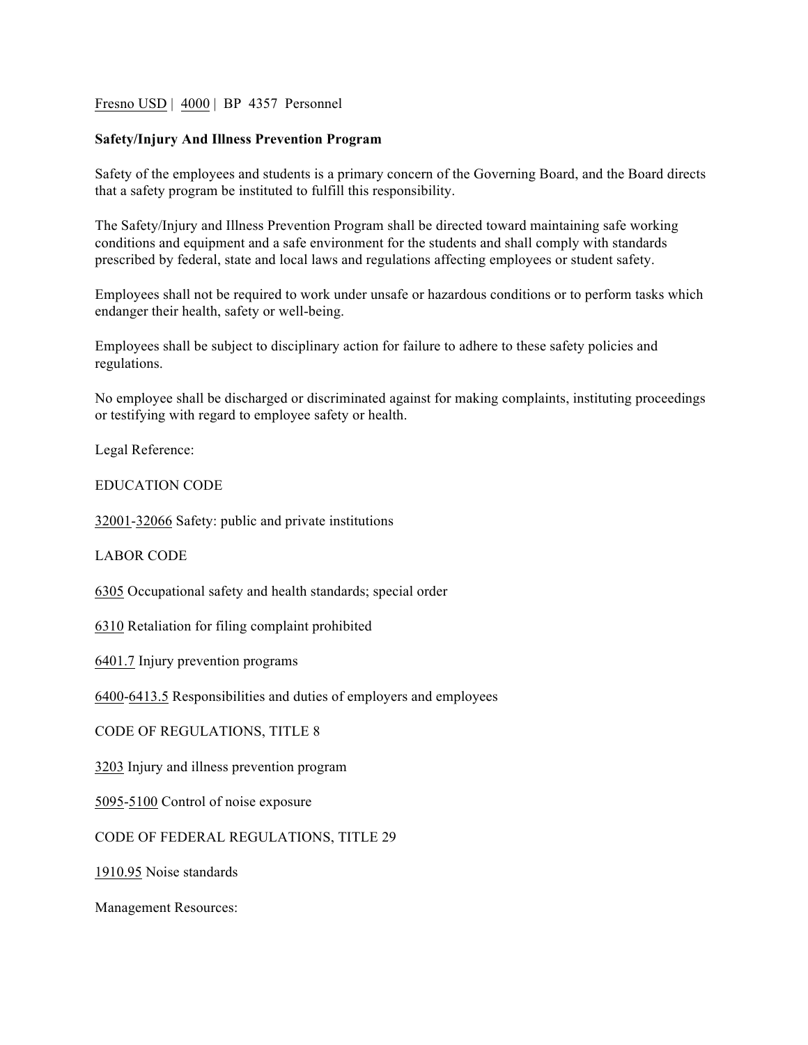Fresno USD | 4000 | BP 4357 Personnel

**Safety/Injury And Illness Prevention Program**

Safety of the employees and students is a primary concern of the Governing Board, and the Board directs that a safety program be instituted to fulfill this responsibility.

The Safety/Injury and Illness Prevention Program shall be directed toward maintaining safe working conditions and equipment and a safe environment for the students and shall comply with standards prescribed by federal, state and local laws and regulations affecting employees or student safety.

Employees shall not be required to work under unsafe or hazardous conditions or to perform tasks which endanger their health, safety or well-being.

Employees shall be subject to disciplinary action for failure to adhere to these safety policies and regulations.

No employee shall be discharged or discriminated against for making complaints, instituting proceedings or testifying with regard to employee safety or health.

Legal Reference:

EDUCATION CODE

32001-32066 Safety: public and private institutions

LABOR CODE

6305 Occupational safety and health standards; special order

6310 Retaliation for filing complaint prohibited

6401.7 Injury prevention programs

6400-6413.5 Responsibilities and duties of employers and employees

CODE OF REGULATIONS, TITLE 8

3203 Injury and illness prevention program

5095-5100 Control of noise exposure

CODE OF FEDERAL REGULATIONS, TITLE 29

1910.95 Noise standards

Management Resources: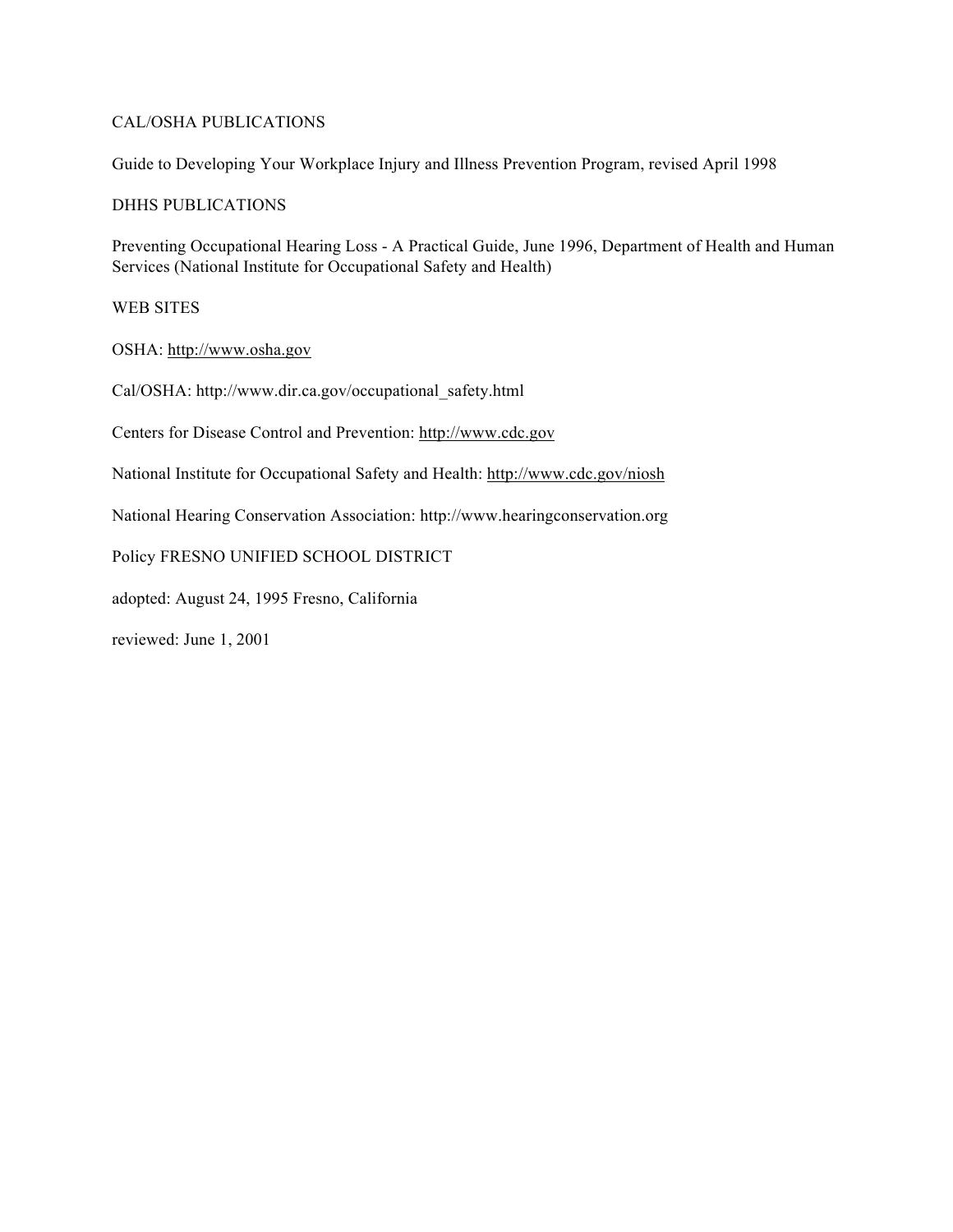CAL/OSHA PUBLICATIONS

Guide to Developing Your Workplace Injury and Illness Prevention Program, revised April 1998

DHHS PUBLICATIONS

Preventing Occupational Hearing Loss - A Practical Guide, June 1996, Department of Health and Human Services (National Institute for Occupational Safety and Health)

WEB SITES

OSHA: http://www.osha.gov

Cal/OSHA: http://www.dir.ca.gov/occupational_safety.html

Centers for Disease Control and Prevention: http://www.cdc.gov

National Institute for Occupational Safety and Health: http://www.cdc.gov/niosh

National Hearing Conservation Association: http://www.hearingconservation.org

Policy FRESNO UNIFIED SCHOOL DISTRICT

adopted: August 24, 1995 Fresno, California

reviewed: June 1, 2001